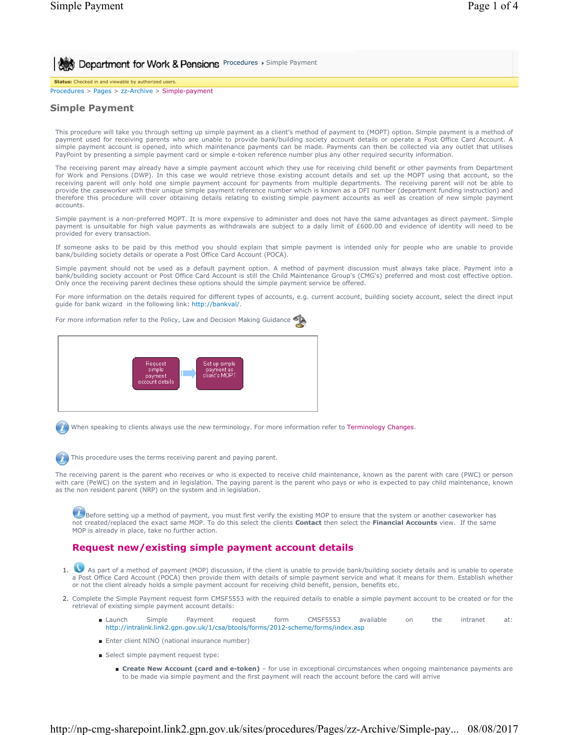Department for Work & Pensions Procedures > Simple Payment

**Status:** Checked in and viewable by authorized users.

Procedures > Pages > zz-Archive > Simple-payment

# Simple Payment

This procedure will take you through setting up simple payment as a client's method of payment to (MOPT) option. Simple payment is a method of payment used for receiving parents who are unable to provide bank/building society account details or operate a Post Office Card Account. A simple payment account is opened, into which maintenance payments can be made. Payments can then be collected via any outlet that utilises PayPoint by presenting a simple payment card or simple e-token reference number plus any other required security information.

The receiving parent may already have a simple payment account which they use for receiving child benefit or other payments from Department for Work and Pensions (DWP). In this case we would retrieve those existing account details and set up the MOPT using that account, so the receiving parent will only hold one simple payment account for payments from multiple departments. The receiving parent will not be able to provide the caseworker with their unique simple payment reference number which is known as a DFI number (department funding instruction) and therefore this procedure will cover obtaining details relating to existing simple payment accounts as well as creation of new simple payment accounts.

Simple payment is a non-preferred MOPT. It is more expensive to administer and does not have the same advantages as direct payment. Simple payment is unsuitable for high value payments as withdrawals are subject to a daily limit of £600.00 and evidence of identity will need to be provided for every transaction.

If someone asks to be paid by this method you should explain that simple payment is intended only for people who are unable to provide bank/building society details or operate a Post Office Card Account (POCA).

Simple payment should not be used as a default payment option. A method of payment discussion must always take place. Payment into a bank/building society account or Post Office Card Account is still the Child Maintenance Group's (CMG's) preferred and most cost effective option. Only once the receiving parent declines these options should the simple payment service be offered.

For more information on the details required for different types of accounts, e.g. current account, building society account, select the direct input guide for bank wizard in the following link: http://bankval/.

For more information refer to the Policy, Law and Decision Making Guidance

Request simple payment account details → Set up simple payment as client's MOPT

When speaking to clients always use the new terminology. For more information refer to Terminology Changes.

This procedure uses the terms receiving parent and paying parent.

The receiving parent is the parent who receives or who is expected to receive child maintenance, known as the parent with care (PWC) or person with care (PeWC) on the system and in legislation. The paying parent is the parent who pays or who is expected to pay child maintenance, known as the non resident parent (NRP) on the system and in legislation.

Before setting up a method of payment, you must first verify the existing MOP to ensure that the system or another caseworker has not created/replaced the exact same MOP. To do this select the clients **Contact** then select the **Financial Accounts** view. If the same MOP is already in place, take no further action.

## Request new/existing simple payment account details

1. As part of a method of payment (MOP) discussion, if the client is unable to provide bank/building society details and is unable to operate a Post Office Card Account (POCA) then provide them with details of simple payment service and what it means for them. Establish whether or not the client already holds a simple payment account for receiving child benefit, pension, benefits etc.
2. Complete the Simple Payment request form CMSF5553 with the required details to enable a simple payment account to be created or for the retrieval of existing simple payment account details:
   - Launch Simple Payment request form CMSF5553 available on the intranet at: http://intralink.link2.gpn.gov.uk/1/csa/btools/forms/2012-scheme/forms/index.asp
   - Enter client NINO (national insurance number)
   - Select simple payment request type:
     - **Create New Account (card and e-token)** – for use in exceptional circumstances when ongoing maintenance payments are to be made via simple payment and the first payment will reach the account before the card will arrive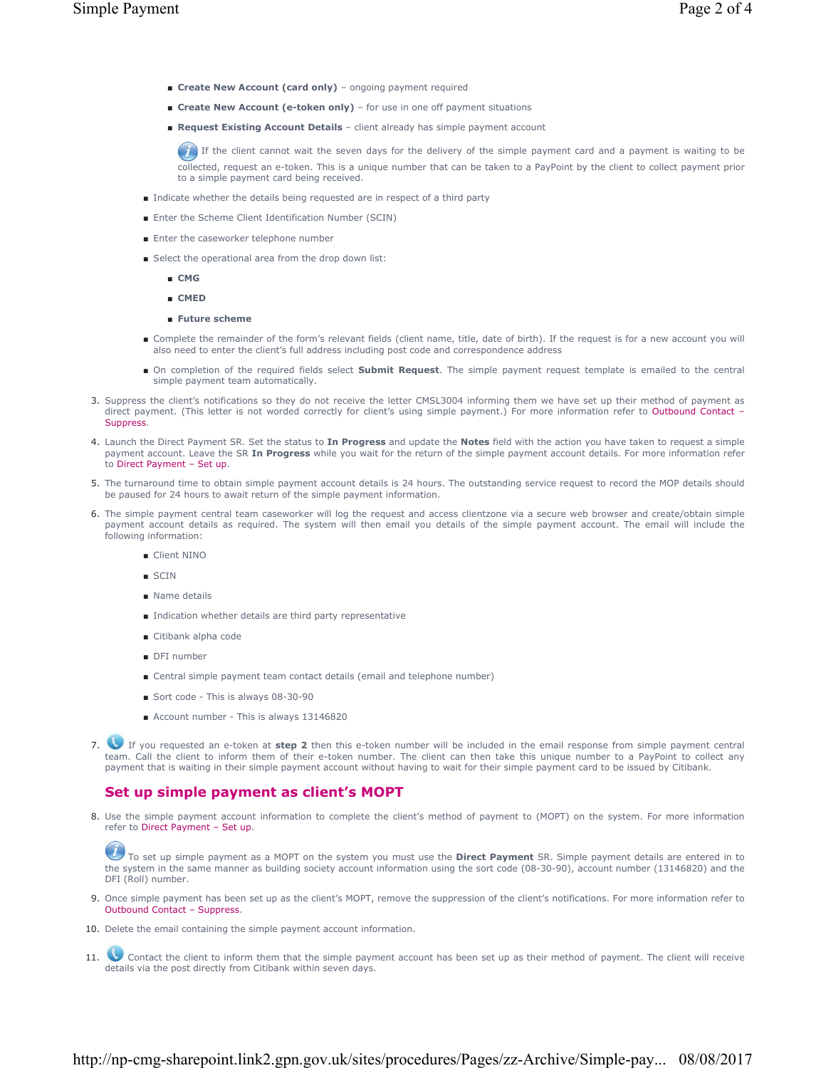- **Create New Account (card only)** – ongoing payment required
  - **Create New Account (e-token only)** – for use in one off payment situations
  - **Request Existing Account Details** – client already has simple payment account

    If the client cannot wait the seven days for the delivery of the simple payment card and a payment is waiting to be collected, request an e-token. This is a unique number that can be taken to a PayPoint by the client to collect payment prior to a simple payment card being received.

- Indicate whether the details being requested are in respect of a third party
- Enter the Scheme Client Identification Number (SCIN)
- Enter the caseworker telephone number
- Select the operational area from the drop down list:
  - **CMG**
  - **CMED**
  - **Future scheme**
- Complete the remainder of the form's relevant fields (client name, title, date of birth). If the request is for a new account you will also need to enter the client's full address including post code and correspondence address
- On completion of the required fields select **Submit Request**. The simple payment request template is emailed to the central simple payment team automatically.

3. Suppress the client's notifications so they do not receive the letter CMSL3004 informing them we have set up their method of payment as direct payment. (This letter is not worded correctly for client's using simple payment.) For more information refer to Outbound Contact – Suppress.
4. Launch the Direct Payment SR. Set the status to **In Progress** and update the **Notes** field with the action you have taken to request a simple payment account. Leave the SR **In Progress** while you wait for the return of the simple payment account details. For more information refer to Direct Payment – Set up.
5. The turnaround time to obtain simple payment account details is 24 hours. The outstanding service request to record the MOP details should be paused for 24 hours to await return of the simple payment information.
6. The simple payment central team caseworker will log the request and access clientzone via a secure web browser and create/obtain simple payment account details as required. The system will then email you details of the simple payment account. The email will include the following information:
   - Client NINO
   - SCIN
   - Name details
   - Indication whether details are third party representative
   - Citibank alpha code
   - DFI number
   - Central simple payment team contact details (email and telephone number)
   - Sort code - This is always 08-30-90
   - Account number - This is always 13146820
7. If you requested an e-token at **step 2** then this e-token number will be included in the email response from simple payment central team. Call the client to inform them of their e-token number. The client can then take this unique number to a PayPoint to collect any payment that is waiting in their simple payment account without having to wait for their simple payment card to be issued by Citibank.

## Set up simple payment as client's MOPT

8. Use the simple payment account information to complete the client's method of payment to (MOPT) on the system. For more information refer to Direct Payment – Set up.

   To set up simple payment as a MOPT on the system you must use the **Direct Payment** SR. Simple payment details are entered in to the system in the same manner as building society account information using the sort code (08-30-90), account number (13146820) and the DFI (Roll) number.

9. Once simple payment has been set up as the client's MOPT, remove the suppression of the client's notifications. For more information refer to Outbound Contact – Suppress.
10. Delete the email containing the simple payment account information.
11. Contact the client to inform them that the simple payment account has been set up as their method of payment. The client will receive details via the post directly from Citibank within seven days.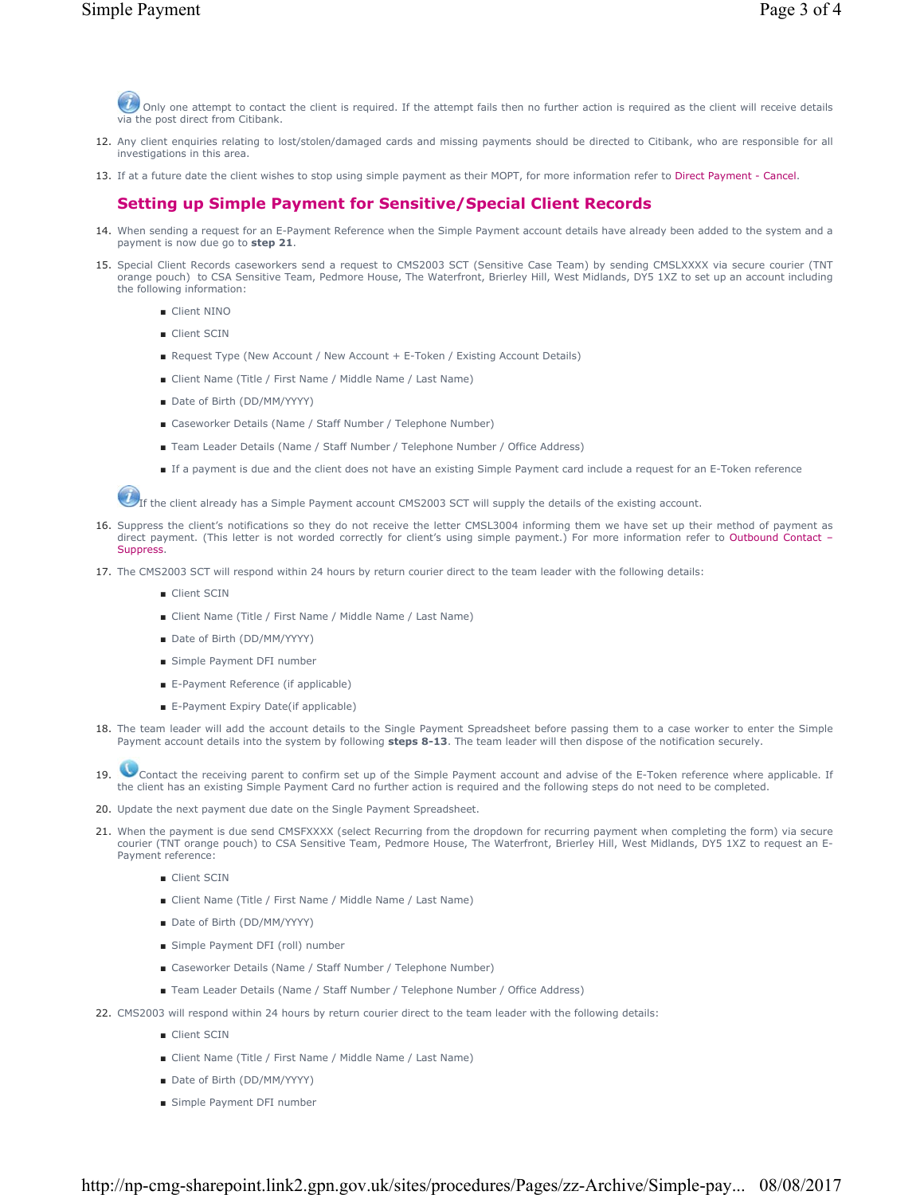Only one attempt to contact the client is required. If the attempt fails then no further action is required as the client will receive details via the post direct from Citibank.

12. Any client enquiries relating to lost/stolen/damaged cards and missing payments should be directed to Citibank, who are responsible for all investigations in this area.
13. If at a future date the client wishes to stop using simple payment as their MOPT, for more information refer to Direct Payment - Cancel.

## Setting up Simple Payment for Sensitive/Special Client Records

14. When sending a request for an E-Payment Reference when the Simple Payment account details have already been added to the system and a payment is now due go to **step 21**.
15. Special Client Records caseworkers send a request to CMS2003 SCT (Sensitive Case Team) by sending CMSLXXXX via secure courier (TNT orange pouch) to CSA Sensitive Team, Pedmore House, The Waterfront, Brierley Hill, West Midlands, DY5 1XZ to set up an account including the following information:
    - Client NINO
    - Client SCIN
    - Request Type (New Account / New Account + E-Token / Existing Account Details)
    - Client Name (Title / First Name / Middle Name / Last Name)
    - Date of Birth (DD/MM/YYYY)
    - Caseworker Details (Name / Staff Number / Telephone Number)
    - Team Leader Details (Name / Staff Number / Telephone Number / Office Address)
    - If a payment is due and the client does not have an existing Simple Payment card include a request for an E-Token reference

    If the client already has a Simple Payment account CMS2003 SCT will supply the details of the existing account.

16. Suppress the client's notifications so they do not receive the letter CMSL3004 informing them we have set up their method of payment as direct payment. (This letter is not worded correctly for client's using simple payment.) For more information refer to Outbound Contact – Suppress.
17. The CMS2003 SCT will respond within 24 hours by return courier direct to the team leader with the following details:
    - Client SCIN
    - Client Name (Title / First Name / Middle Name / Last Name)
    - Date of Birth (DD/MM/YYYY)
    - Simple Payment DFI number
    - E-Payment Reference (if applicable)
    - E-Payment Expiry Date(if applicable)
18. The team leader will add the account details to the Single Payment Spreadsheet before passing them to a case worker to enter the Simple Payment account details into the system by following **steps 8-13**. The team leader will then dispose of the notification securely.
19. Contact the receiving parent to confirm set up of the Simple Payment account and advise of the E-Token reference where applicable. If the client has an existing Simple Payment Card no further action is required and the following steps do not need to be completed.
20. Update the next payment due date on the Single Payment Spreadsheet.
21. When the payment is due send CMSFXXXX (select Recurring from the dropdown for recurring payment when completing the form) via secure courier (TNT orange pouch) to CSA Sensitive Team, Pedmore House, The Waterfront, Brierley Hill, West Midlands, DY5 1XZ to request an E-Payment reference:
    - Client SCIN
    - Client Name (Title / First Name / Middle Name / Last Name)
    - Date of Birth (DD/MM/YYYY)
    - Simple Payment DFI (roll) number
    - Caseworker Details (Name / Staff Number / Telephone Number)
    - Team Leader Details (Name / Staff Number / Telephone Number / Office Address)
22. CMS2003 will respond within 24 hours by return courier direct to the team leader with the following details:
    - Client SCIN
    - Client Name (Title / First Name / Middle Name / Last Name)
    - Date of Birth (DD/MM/YYYY)
    - Simple Payment DFI number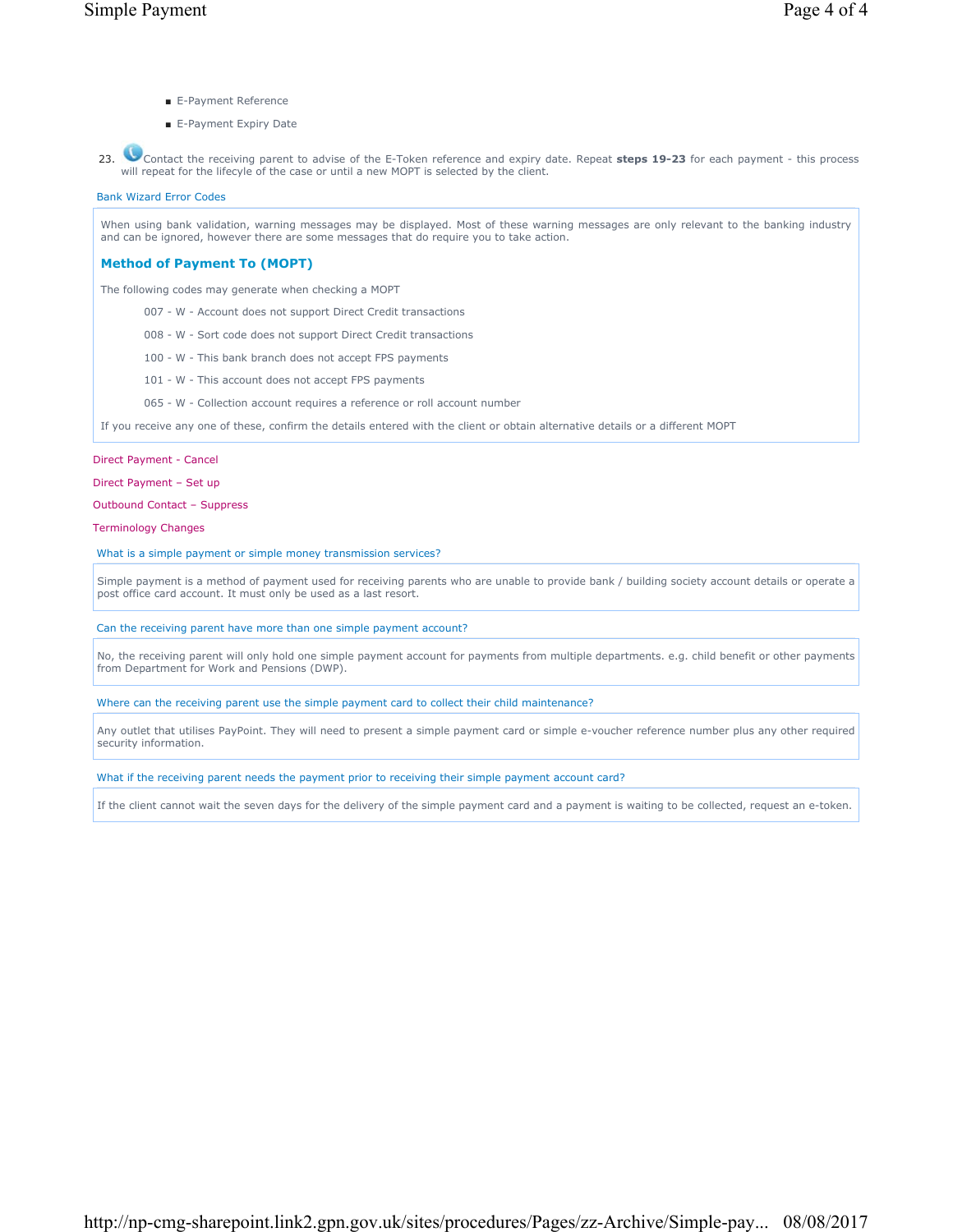- E-Payment Reference
- E-Payment Expiry Date

23. Contact the receiving parent to advise of the E-Token reference and expiry date. Repeat **steps 19-23** for each payment - this process will repeat for the lifecycle of the case or until a new MOPT is selected by the client.

Bank Wizard Error Codes

When using bank validation, warning messages may be displayed. Most of these warning messages are only relevant to the banking industry and can be ignored, however there are some messages that do require you to take action.

### Method of Payment To (MOPT)

The following codes may generate when checking a MOPT

007 - W - Account does not support Direct Credit transactions

008 - W - Sort code does not support Direct Credit transactions

100 - W - This bank branch does not accept FPS payments

101 - W - This account does not accept FPS payments

065 - W - Collection account requires a reference or roll account number

If you receive any one of these, confirm the details entered with the client or obtain alternative details or a different MOPT

Direct Payment - Cancel

Direct Payment – Set up

Outbound Contact – Suppress

Terminology Changes

What is a simple payment or simple money transmission services?

Simple payment is a method of payment used for receiving parents who are unable to provide bank / building society account details or operate a post office card account. It must only be used as a last resort.

Can the receiving parent have more than one simple payment account?

No, the receiving parent will only hold one simple payment account for payments from multiple departments. e.g. child benefit or other payments from Department for Work and Pensions (DWP).

Where can the receiving parent use the simple payment card to collect their child maintenance?

Any outlet that utilises PayPoint. They will need to present a simple payment card or simple e-voucher reference number plus any other required security information.

What if the receiving parent needs the payment prior to receiving their simple payment account card?

If the client cannot wait the seven days for the delivery of the simple payment card and a payment is waiting to be collected, request an e-token.